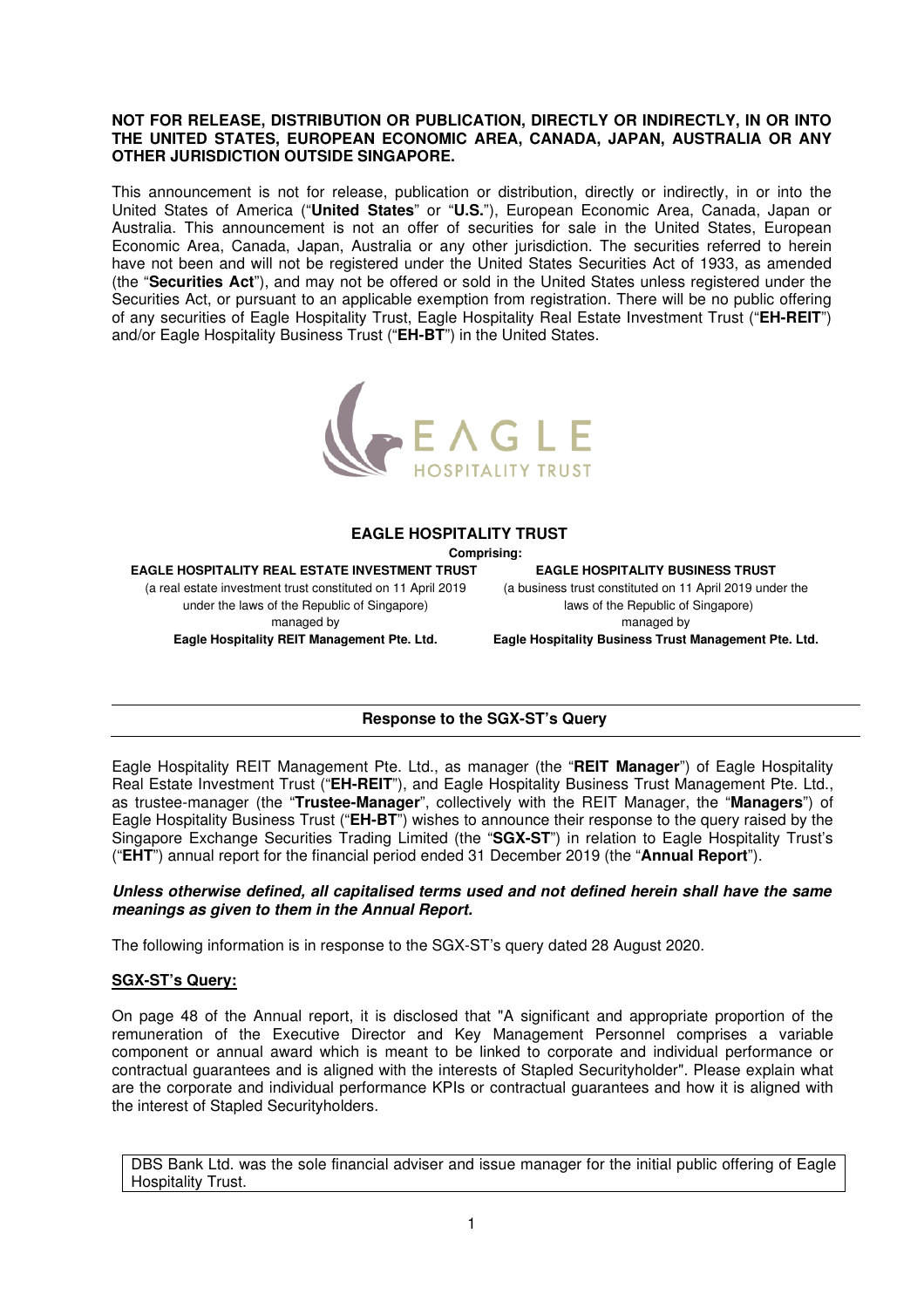**NOT FOR RELEASE, DISTRIBUTION OR PUBLICATION, DIRECTLY OR INDIRECTLY, IN OR INTO THE UNITED STATES, EUROPEAN ECONOMIC AREA, CANADA, JAPAN, AUSTRALIA OR ANY OTHER JURISDICTION OUTSIDE SINGAPORE.**

This announcement is not for release, publication or distribution, directly or indirectly, in or into the United States of America ("**United States**" or "**U.S.**"), European Economic Area, Canada, Japan or Australia. This announcement is not an offer of securities for sale in the United States, European Economic Area, Canada, Japan, Australia or any other jurisdiction. The securities referred to herein have not been and will not be registered under the United States Securities Act of 1933, as amended (the "**Securities Act**"), and may not be offered or sold in the United States unless registered under the Securities Act, or pursuant to an applicable exemption from registration. There will be no public offering of any securities of Eagle Hospitality Trust, Eagle Hospitality Real Estate Investment Trust ("**EH-REIT**") and/or Eagle Hospitality Business Trust ("**EH-BT**") in the United States.

EAGLE HOSPITALITY TRUST

**EAGLE HOSPITALITY TRUST**

**Comprising:**

**EAGLE HOSPITALITY REAL ESTATE INVESTMENT TRUST**
(a real estate investment trust constituted on 11 April 2019 under the laws of the Republic of Singapore)
managed by
**Eagle Hospitality REIT Management Pte. Ltd.**

**EAGLE HOSPITALITY BUSINESS TRUST**
(a business trust constituted on 11 April 2019 under the laws of the Republic of Singapore)
managed by
**Eagle Hospitality Business Trust Management Pte. Ltd.**

---

**Response to the SGX-ST's Query**

---

Eagle Hospitality REIT Management Pte. Ltd., as manager (the "**REIT Manager**") of Eagle Hospitality Real Estate Investment Trust ("**EH-REIT**"), and Eagle Hospitality Business Trust Management Pte. Ltd., as trustee-manager (the "**Trustee-Manager**", collectively with the REIT Manager, the "**Managers**") of Eagle Hospitality Business Trust ("**EH-BT**") wishes to announce their response to the query raised by the Singapore Exchange Securities Trading Limited (the "**SGX-ST**") in relation to Eagle Hospitality Trust's ("**EHT**") annual report for the financial period ended 31 December 2019 (the "**Annual Report**").

***Unless otherwise defined, all capitalised terms used and not defined herein shall have the same meanings as given to them in the Annual Report.***

The following information is in response to the SGX-ST's query dated 28 August 2020.

**SGX-ST's Query:**

On page 48 of the Annual report, it is disclosed that "A significant and appropriate proportion of the remuneration of the Executive Director and Key Management Personnel comprises a variable component or annual award which is meant to be linked to corporate and individual performance or contractual guarantees and is aligned with the interests of Stapled Securityholder". Please explain what are the corporate and individual performance KPIs or contractual guarantees and how it is aligned with the interest of Stapled Securityholders.

DBS Bank Ltd. was the sole financial adviser and issue manager for the initial public offering of Eagle Hospitality Trust.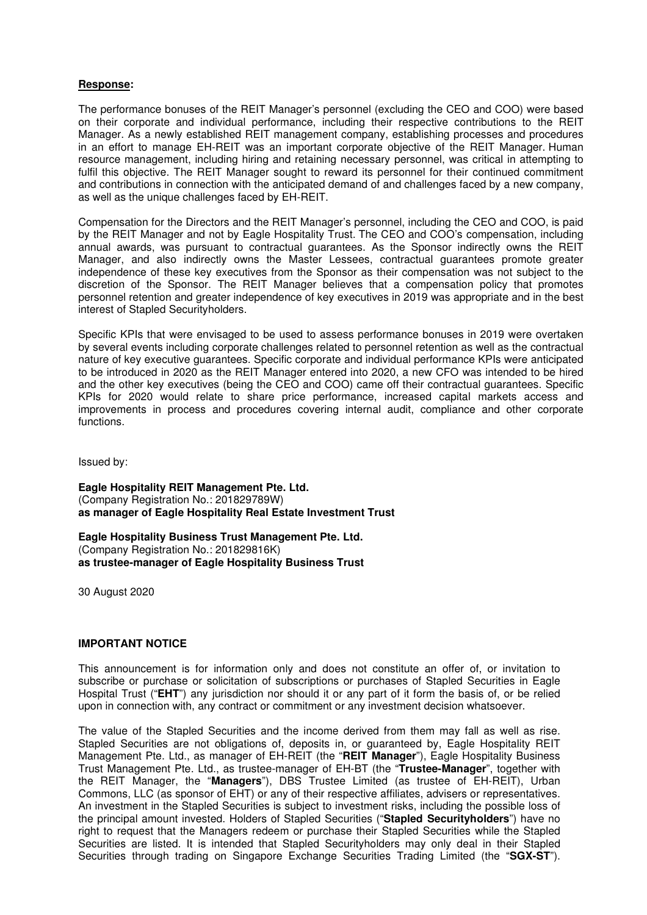**Response:**

The performance bonuses of the REIT Manager's personnel (excluding the CEO and COO) were based on their corporate and individual performance, including their respective contributions to the REIT Manager. As a newly established REIT management company, establishing processes and procedures in an effort to manage EH-REIT was an important corporate objective of the REIT Manager. Human resource management, including hiring and retaining necessary personnel, was critical in attempting to fulfil this objective. The REIT Manager sought to reward its personnel for their continued commitment and contributions in connection with the anticipated demand of and challenges faced by a new company, as well as the unique challenges faced by EH-REIT.

Compensation for the Directors and the REIT Manager's personnel, including the CEO and COO, is paid by the REIT Manager and not by Eagle Hospitality Trust. The CEO and COO's compensation, including annual awards, was pursuant to contractual guarantees. As the Sponsor indirectly owns the REIT Manager, and also indirectly owns the Master Lessees, contractual guarantees promote greater independence of these key executives from the Sponsor as their compensation was not subject to the discretion of the Sponsor. The REIT Manager believes that a compensation policy that promotes personnel retention and greater independence of key executives in 2019 was appropriate and in the best interest of Stapled Securityholders.

Specific KPIs that were envisaged to be used to assess performance bonuses in 2019 were overtaken by several events including corporate challenges related to personnel retention as well as the contractual nature of key executive guarantees. Specific corporate and individual performance KPIs were anticipated to be introduced in 2020 as the REIT Manager entered into 2020, a new CFO was intended to be hired and the other key executives (being the CEO and COO) came off their contractual guarantees. Specific KPIs for 2020 would relate to share price performance, increased capital markets access and improvements in process and procedures covering internal audit, compliance and other corporate functions.

Issued by:

**Eagle Hospitality REIT Management Pte. Ltd.**
(Company Registration No.: 201829789W)
**as manager of Eagle Hospitality Real Estate Investment Trust**

**Eagle Hospitality Business Trust Management Pte. Ltd.**
(Company Registration No.: 201829816K)
**as trustee-manager of Eagle Hospitality Business Trust**

30 August 2020

**IMPORTANT NOTICE**

This announcement is for information only and does not constitute an offer of, or invitation to subscribe or purchase or solicitation of subscriptions or purchases of Stapled Securities in Eagle Hospital Trust ("**EHT**") any jurisdiction nor should it or any part of it form the basis of, or be relied upon in connection with, any contract or commitment or any investment decision whatsoever.

The value of the Stapled Securities and the income derived from them may fall as well as rise. Stapled Securities are not obligations of, deposits in, or guaranteed by, Eagle Hospitality REIT Management Pte. Ltd., as manager of EH-REIT (the "**REIT Manager**"), Eagle Hospitality Business Trust Management Pte. Ltd., as trustee-manager of EH-BT (the "**Trustee-Manager**", together with the REIT Manager, the "**Managers**"), DBS Trustee Limited (as trustee of EH-REIT), Urban Commons, LLC (as sponsor of EHT) or any of their respective affiliates, advisers or representatives. An investment in the Stapled Securities is subject to investment risks, including the possible loss of the principal amount invested. Holders of Stapled Securities ("**Stapled Securityholders**") have no right to request that the Managers redeem or purchase their Stapled Securities while the Stapled Securities are listed. It is intended that Stapled Securityholders may only deal in their Stapled Securities through trading on Singapore Exchange Securities Trading Limited (the "**SGX-ST**").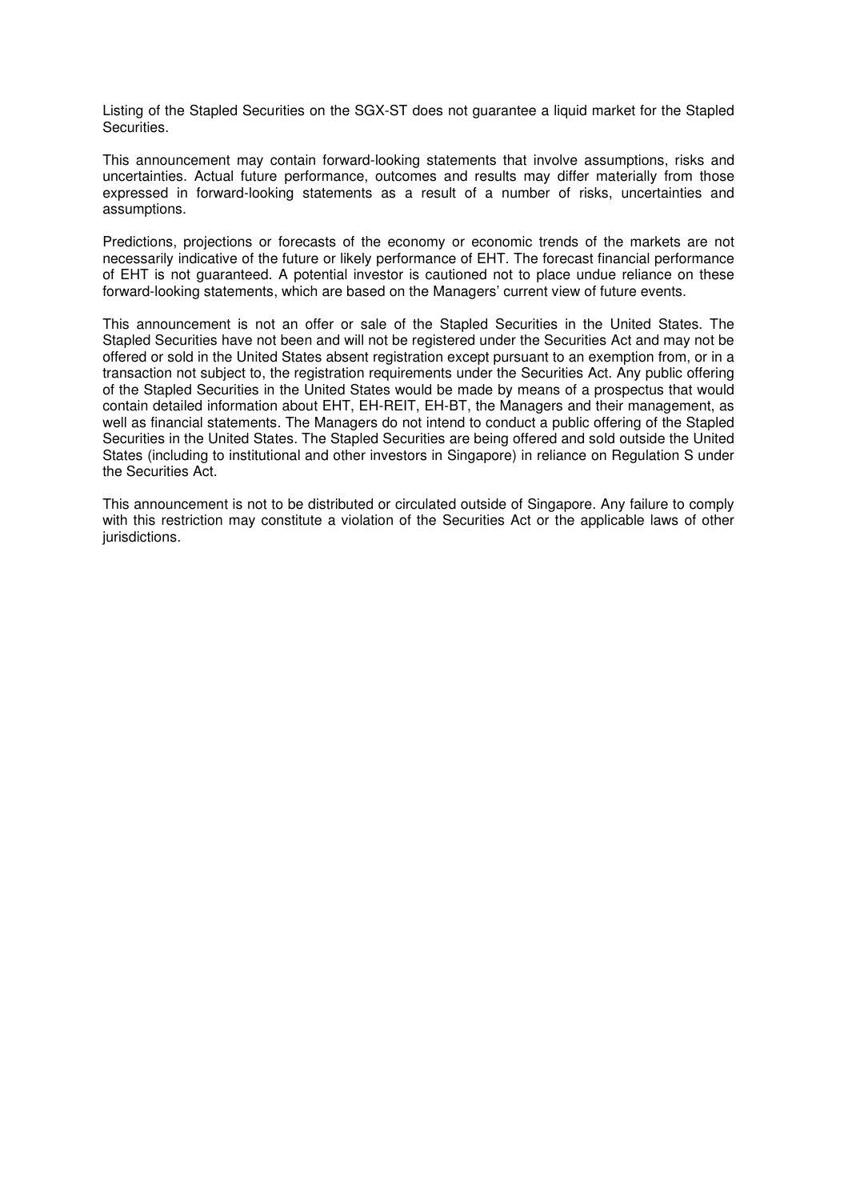Listing of the Stapled Securities on the SGX-ST does not guarantee a liquid market for the Stapled Securities.

This announcement may contain forward-looking statements that involve assumptions, risks and uncertainties. Actual future performance, outcomes and results may differ materially from those expressed in forward-looking statements as a result of a number of risks, uncertainties and assumptions.

Predictions, projections or forecasts of the economy or economic trends of the markets are not necessarily indicative of the future or likely performance of EHT. The forecast financial performance of EHT is not guaranteed. A potential investor is cautioned not to place undue reliance on these forward-looking statements, which are based on the Managers' current view of future events.

This announcement is not an offer or sale of the Stapled Securities in the United States. The Stapled Securities have not been and will not be registered under the Securities Act and may not be offered or sold in the United States absent registration except pursuant to an exemption from, or in a transaction not subject to, the registration requirements under the Securities Act. Any public offering of the Stapled Securities in the United States would be made by means of a prospectus that would contain detailed information about EHT, EH-REIT, EH-BT, the Managers and their management, as well as financial statements. The Managers do not intend to conduct a public offering of the Stapled Securities in the United States. The Stapled Securities are being offered and sold outside the United States (including to institutional and other investors in Singapore) in reliance on Regulation S under the Securities Act.

This announcement is not to be distributed or circulated outside of Singapore. Any failure to comply with this restriction may constitute a violation of the Securities Act or the applicable laws of other jurisdictions.